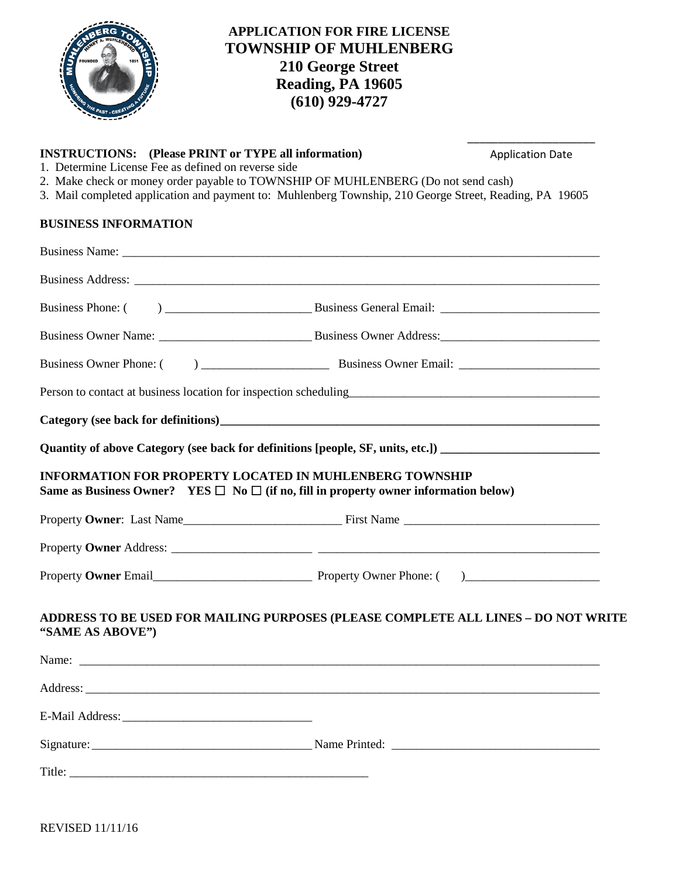# APPLICATION FOR FIRE LICENSE
# TOWNSHIP OF MUHLENBERG
**210 George Street**
**Reading, PA 19605**
**(610) 929-4727**

____________________
Application Date

**INSTRUCTIONS: (Please PRINT or TYPE all information)**

1. Determine License Fee as defined on reverse side
2. Make check or money order payable to TOWNSHIP OF MUHLENBERG (Do not send cash)
3. Mail completed application and payment to: Muhlenberg Township, 210 George Street, Reading, PA 19605

**BUSINESS INFORMATION**

Business Name: ______________________________________________________________________________

Business Address: ____________________________________________________________________________

Business Phone: ( ) ________________________ Business General Email: __________________________

Business Owner Name: ________________________ Business Owner Address:__________________________

Business Owner Phone: ( ) ____________________ Business Owner Email: ______________________

Person to contact at business location for inspection scheduling________________________________________

**Category (see back for definitions)_______________________________________________________________**

**Quantity of above Category (see back for definitions [people, SF, units, etc.]) _________________________**

**INFORMATION FOR PROPERTY LOCATED IN MUHLENBERG TOWNSHIP**
**Same as Business Owner? YES ☐ No ☐ (if no, fill in property owner information below)**

Property **Owner**: Last Name__________________________ First Name ________________________________

Property **Owner** Address: _______________________ _______________________________________________

Property **Owner** Email__________________________ Property Owner Phone: ( )_____________________

**ADDRESS TO BE USED FOR MAILING PURPOSES (PLEASE COMPLETE ALL LINES – DO NOT WRITE "SAME AS ABOVE")**

Name: ______________________________________________________________________________________

Address: ____________________________________________________________________________________

E-Mail Address:_______________________________

Signature:____________________________________ Name Printed: __________________________________

Title: _________________________________________________

REVISED 11/11/16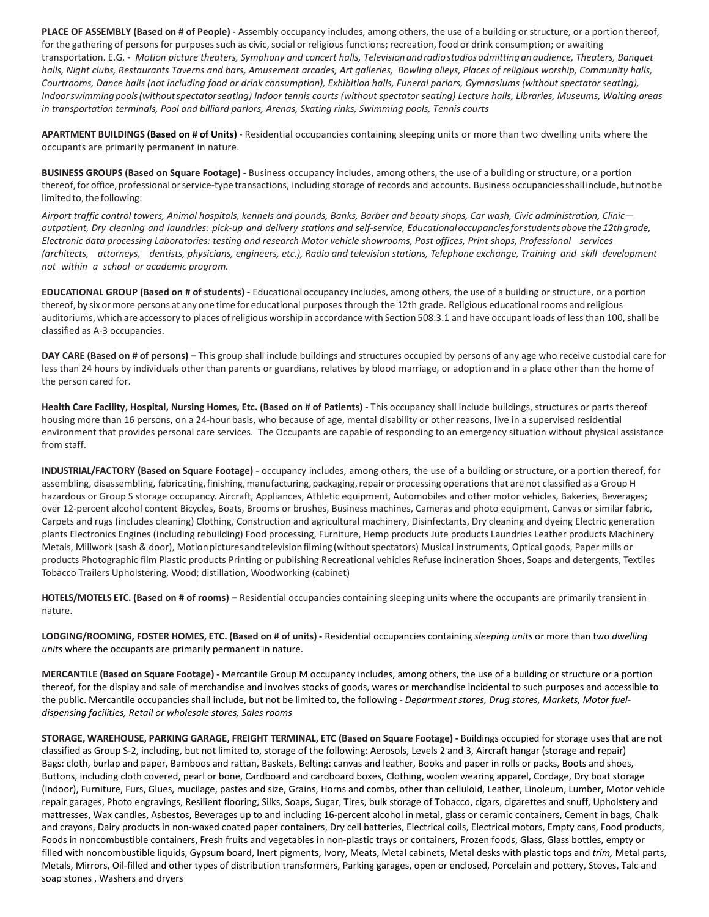**PLACE OF ASSEMBLY (Based on # of People) -** Assembly occupancy includes, among others, the use of a building or structure, or a portion thereof, for the gathering of persons for purposes such as civic, social or religious functions; recreation, food or drink consumption; or awaiting transportation. E.G. - *Motion picture theaters, Symphony and concert halls, Television and radio studios admitting an audience, Theaters, Banquet halls, Night clubs, Restaurants Taverns and bars, Amusement arcades, Art galleries, Bowling alleys, Places of religious worship, Community halls, Courtrooms, Dance halls (not including food or drink consumption), Exhibition halls, Funeral parlors, Gymnasiums (without spectator seating), Indoor swimming pools (without spectator seating) Indoor tennis courts (without spectator seating) Lecture halls, Libraries, Museums, Waiting areas in transportation terminals, Pool and billiard parlors, Arenas, Skating rinks, Swimming pools, Tennis courts*

**APARTMENT BUILDINGS (Based on # of Units)** - Residential occupancies containing sleeping units or more than two dwelling units where the occupants are primarily permanent in nature.

**BUSINESS GROUPS (Based on Square Footage) -** Business occupancy includes, among others, the use of a building or structure, or a portion thereof, for office, professional or service-type transactions, including storage of records and accounts. Business occupancies shall include, but not be limited to, the following:

*Airport traffic control towers, Animal hospitals, kennels and pounds, Banks, Barber and beauty shops, Car wash, Civic administration, Clinic—outpatient, Dry cleaning and laundries: pick-up and delivery stations and self-service, Educational occupancies for students above the 12th grade, Electronic data processing Laboratories: testing and research Motor vehicle showrooms, Post offices, Print shops, Professional services (architects, attorneys, dentists, physicians, engineers, etc.), Radio and television stations, Telephone exchange, Training and skill development not within a school or academic program.*

**EDUCATIONAL GROUP (Based on # of students) -** Educational occupancy includes, among others, the use of a building or structure, or a portion thereof, by six or more persons at any one time for educational purposes through the 12th grade. Religious educational rooms and religious auditoriums, which are accessory to places of religious worship in accordance with Section 508.3.1 and have occupant loads of less than 100, shall be classified as A-3 occupancies.

**DAY CARE (Based on # of persons) –** This group shall include buildings and structures occupied by persons of any age who receive custodial care for less than 24 hours by individuals other than parents or guardians, relatives by blood marriage, or adoption and in a place other than the home of the person cared for.

**Health Care Facility, Hospital, Nursing Homes, Etc. (Based on # of Patients) -** This occupancy shall include buildings, structures or parts thereof housing more than 16 persons, on a 24-hour basis, who because of age, mental disability or other reasons, live in a supervised residential environment that provides personal care services. The Occupants are capable of responding to an emergency situation without physical assistance from staff.

**INDUSTRIAL/FACTORY (Based on Square Footage) -** occupancy includes, among others, the use of a building or structure, or a portion thereof, for assembling, disassembling, fabricating, finishing, manufacturing, packaging, repair or processing operations that are not classified as a Group H hazardous or Group S storage occupancy. Aircraft, Appliances, Athletic equipment, Automobiles and other motor vehicles, Bakeries, Beverages; over 12-percent alcohol content Bicycles, Boats, Brooms or brushes, Business machines, Cameras and photo equipment, Canvas or similar fabric, Carpets and rugs (includes cleaning) Clothing, Construction and agricultural machinery, Disinfectants, Dry cleaning and dyeing Electric generation plants Electronics Engines (including rebuilding) Food processing, Furniture, Hemp products Jute products Laundries Leather products Machinery Metals, Millwork (sash & door), Motion pictures and television filming (without spectators) Musical instruments, Optical goods, Paper mills or products Photographic film Plastic products Printing or publishing Recreational vehicles Refuse incineration Shoes, Soaps and detergents, Textiles Tobacco Trailers Upholstering, Wood; distillation, Woodworking (cabinet)

**HOTELS/MOTELS ETC. (Based on # of rooms) –** Residential occupancies containing sleeping units where the occupants are primarily transient in nature.

**LODGING/ROOMING, FOSTER HOMES, ETC. (Based on # of units) -** Residential occupancies containing *sleeping units* or more than two *dwelling units* where the occupants are primarily permanent in nature.

**MERCANTILE (Based on Square Footage) -** Mercantile Group M occupancy includes, among others, the use of a building or structure or a portion thereof, for the display and sale of merchandise and involves stocks of goods, wares or merchandise incidental to such purposes and accessible to the public. Mercantile occupancies shall include, but not be limited to, the following - *Department stores, Drug stores, Markets, Motor fuel-dispensing facilities, Retail or wholesale stores, Sales rooms*

**STORAGE, WAREHOUSE, PARKING GARAGE, FREIGHT TERMINAL, ETC (Based on Square Footage) -** Buildings occupied for storage uses that are not classified as Group S-2, including, but not limited to, storage of the following: Aerosols, Levels 2 and 3, Aircraft hangar (storage and repair) Bags: cloth, burlap and paper, Bamboos and rattan, Baskets, Belting: canvas and leather, Books and paper in rolls or packs, Boots and shoes, Buttons, including cloth covered, pearl or bone, Cardboard and cardboard boxes, Clothing, woolen wearing apparel, Cordage, Dry boat storage (indoor), Furniture, Furs, Glues, mucilage, pastes and size, Grains, Horns and combs, other than celluloid, Leather, Linoleum, Lumber, Motor vehicle repair garages, Photo engravings, Resilient flooring, Silks, Soaps, Sugar, Tires, bulk storage of Tobacco, cigars, cigarettes and snuff, Upholstery and mattresses, Wax candles, Asbestos, Beverages up to and including 16-percent alcohol in metal, glass or ceramic containers, Cement in bags, Chalk and crayons, Dairy products in non-waxed coated paper containers, Dry cell batteries, Electrical coils, Electrical motors, Empty cans, Food products, Foods in noncombustible containers, Fresh fruits and vegetables in non-plastic trays or containers, Frozen foods, Glass, Glass bottles, empty or filled with noncombustible liquids, Gypsum board, Inert pigments, Ivory, Meats, Metal cabinets, Metal desks with plastic tops and *trim,* Metal parts, Metals, Mirrors, Oil-filled and other types of distribution transformers, Parking garages, open or enclosed, Porcelain and pottery, Stoves, Talc and soap stones , Washers and dryers